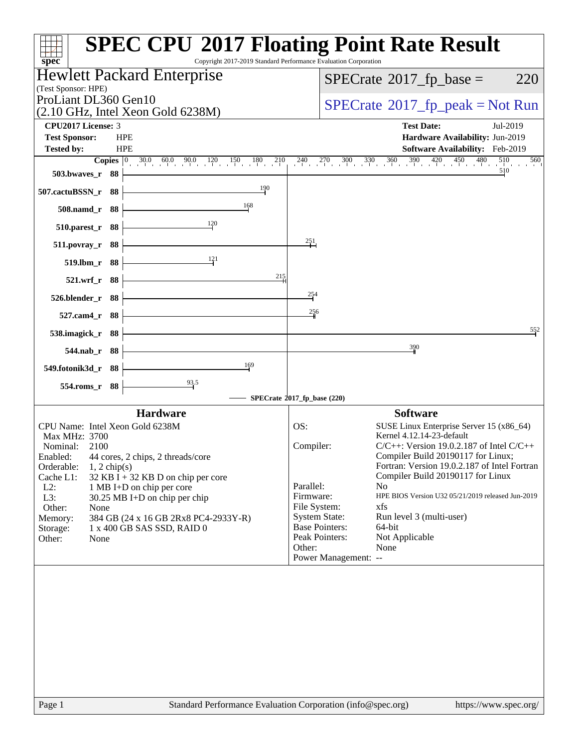# SPEC CPU 2017 Floating Point Rate Result

Copyright 2017-2019 Standard Performance Evaluation Corporation

## Hewlett Packard Enterprise

(Test Sponsor: HPE)

ProLiant DL360 Gen10
(2.10 GHz, Intel Xeon Gold 6238M)

SPECrate 2017_fp_base = 220

SPECrate 2017_fp_peak = Not Run

**CPU2017 License:** 3
**Test Sponsor:** HPE
**Tested by:** HPE

**Test Date:** Jul-2019
**Hardware Availability:** Jun-2019
**Software Availability:** Feb-2019

Copies 0 30.0 60.0 90.0 120 150 180 210 240 270 300 330 360 390 420 450 480 510 560

503.bwaves_r 88 510
507.cactuBSSN_r 88 190
508.namd_r 88 168
510.parest_r 88 120
511.povray_r 88 251
519.lbm_r 88 121
521.wrf_r 88 215
526.blender_r 88 254
527.cam4_r 88 256
538.imagick_r 88 552
544.nab_r 88 390
549.fotonik3d_r 88 169
554.roms_r 88 93.5

SPECrate 2017_fp_base (220)

### Hardware

| | |
|---|---|
| CPU Name: | Intel Xeon Gold 6238M |
| Max MHz: | 3700 |
| Nominal: | 2100 |
| Enabled: | 44 cores, 2 chips, 2 threads/core |
| Orderable: | 1, 2 chip(s) |
| Cache L1: | 32 KB I + 32 KB D on chip per core |
| L2: | 1 MB I+D on chip per core |
| L3: | 30.25 MB I+D on chip per chip |
| Other: | None |
| Memory: | 384 GB (24 x 16 GB 2Rx8 PC4-2933Y-R) |
| Storage: | 1 x 400 GB SAS SSD, RAID 0 |
| Other: | None |

### Software

| | |
|---|---|
| OS: | SUSE Linux Enterprise Server 15 (x86_64) Kernel 4.12.14-23-default |
| Compiler: | C/C++: Version 19.0.2.187 of Intel C/C++ Compiler Build 20190117 for Linux; Fortran: Version 19.0.2.187 of Intel Fortran Compiler Build 20190117 for Linux |
| Parallel: | No |
| Firmware: | HPE BIOS Version U32 05/21/2019 released Jun-2019 |
| File System: | xfs |
| System State: | Run level 3 (multi-user) |
| Base Pointers: | 64-bit |
| Peak Pointers: | Not Applicable |
| Other: | None |
| Power Management: | -- |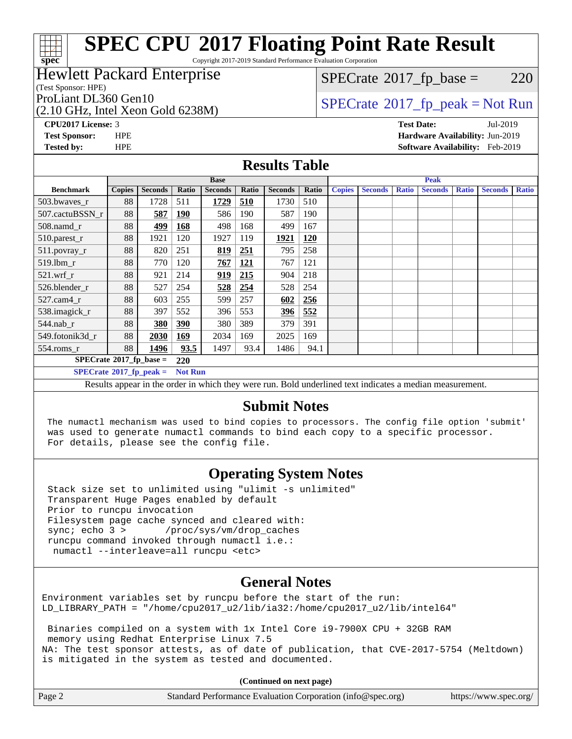# SPEC CPU 2017 Floating Point Rate Result

Copyright 2017-2019 Standard Performance Evaluation Corporation

**Hewlett Packard Enterprise**
(Test Sponsor: HPE)
ProLiant DL360 Gen10
(2.10 GHz, Intel Xeon Gold 6238M)

SPECrate 2017_fp_base = 220

SPECrate 2017_fp_peak = Not Run

**CPU2017 License:** 3
**Test Sponsor:** HPE
**Tested by:** HPE

**Test Date:** Jul-2019
**Hardware Availability:** Jun-2019
**Software Availability:** Feb-2019

## Results Table

| | Base | | | | | | | Peak | | | | | | |
|---|---|---|---|---|---|---|---|---|---|---|---|---|---|---|
| **Benchmark** | **Copies** | **Seconds** | **Ratio** | **Seconds** | **Ratio** | **Seconds** | **Ratio** | **Copies** | **Seconds** | **Ratio** | **Seconds** | **Ratio** | **Seconds** | **Ratio** |
| 503.bwaves_r | 88 | 1728 | 511 | **1729** | **510** | 1730 | 510 | | | | | | | |
| 507.cactuBSSN_r | 88 | **587** | **190** | 586 | 190 | 587 | 190 | | | | | | | |
| 508.namd_r | 88 | **499** | **168** | 498 | 168 | 499 | 167 | | | | | | | |
| 510.parest_r | 88 | 1921 | 120 | 1927 | 119 | **1921** | **120** | | | | | | | |
| 511.povray_r | 88 | 820 | 251 | **819** | **251** | 795 | 258 | | | | | | | |
| 519.lbm_r | 88 | 770 | 120 | **767** | **121** | 767 | 121 | | | | | | | |
| 521.wrf_r | 88 | 921 | 214 | **919** | **215** | 904 | 218 | | | | | | | |
| 526.blender_r | 88 | 527 | 254 | **528** | **254** | 528 | 254 | | | | | | | |
| 527.cam4_r | 88 | 603 | 255 | 599 | 257 | **602** | **256** | | | | | | | |
| 538.imagick_r | 88 | 397 | 552 | 396 | 553 | **396** | **552** | | | | | | | |
| 544.nab_r | 88 | **380** | **390** | 380 | 389 | 379 | 391 | | | | | | | |
| 549.fotonik3d_r | 88 | **2030** | **169** | 2034 | 169 | 2025 | 169 | | | | | | | |
| 554.roms_r | 88 | **1496** | **93.5** | 1497 | 93.4 | 1486 | 94.1 | | | | | | | |

**SPECrate 2017_fp_base = 220**

**SPECrate 2017_fp_peak = Not Run**

Results appear in the order in which they were run. Bold underlined text indicates a median measurement.

## Submit Notes

```
The numactl mechanism was used to bind copies to processors. The config file option 'submit'
was used to generate numactl commands to bind each copy to a specific processor.
For details, please see the config file.
```

## Operating System Notes

```
Stack size set to unlimited using "ulimit -s unlimited"
Transparent Huge Pages enabled by default
Prior to runcpu invocation
Filesystem page cache synced and cleared with:
sync; echo 3 >       /proc/sys/vm/drop_caches
runcpu command invoked through numactl i.e.:
 numactl --interleave=all runcpu <etc>
```

## General Notes

```
Environment variables set by runcpu before the start of the run:
LD_LIBRARY_PATH = "/home/cpu2017_u2/lib/ia32:/home/cpu2017_u2/lib/intel64"

 Binaries compiled on a system with 1x Intel Core i9-7900X CPU + 32GB RAM
 memory using Redhat Enterprise Linux 7.5
NA: The test sponsor attests, as of date of publication, that CVE-2017-5754 (Meltdown)
is mitigated in the system as tested and documented.
```

**(Continued on next page)**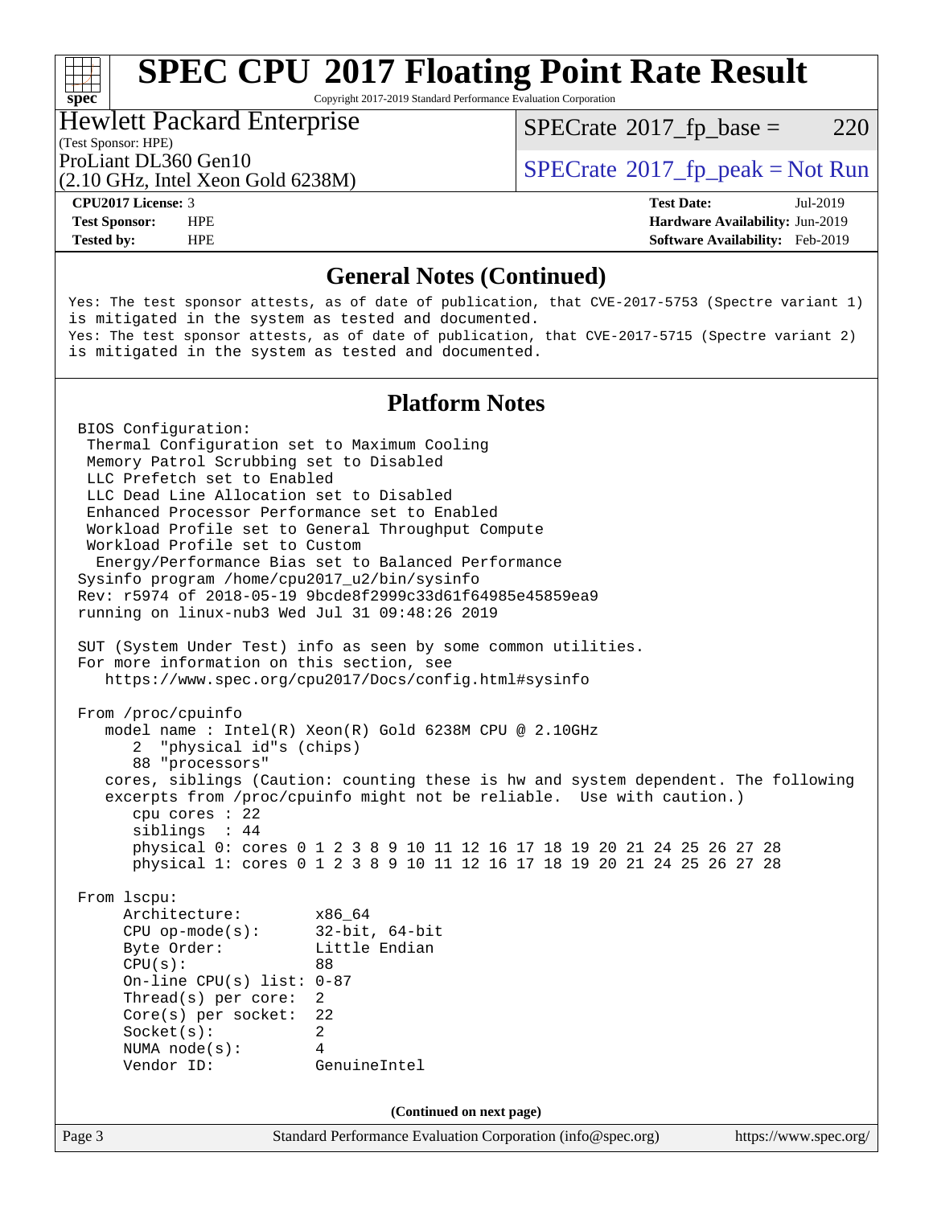# SPEC CPU 2017 Floating Point Rate Result

Copyright 2017-2019 Standard Performance Evaluation Corporation

**Hewlett Packard Enterprise**
(Test Sponsor: HPE)

ProLiant DL360 Gen10
(2.10 GHz, Intel Xeon Gold 6238M)

SPECrate 2017_fp_base = 220

SPECrate 2017_fp_peak = Not Run

| | | | |
|---|---|---|---|
| **CPU2017 License:** | 3 | **Test Date:** | Jul-2019 |
| **Test Sponsor:** | HPE | **Hardware Availability:** | Jun-2019 |
| **Tested by:** | HPE | **Software Availability:** | Feb-2019 |

## General Notes (Continued)

```
Yes: The test sponsor attests, as of date of publication, that CVE-2017-5753 (Spectre variant 1)
is mitigated in the system as tested and documented.
Yes: The test sponsor attests, as of date of publication, that CVE-2017-5715 (Spectre variant 2)
is mitigated in the system as tested and documented.
```

## Platform Notes

```
BIOS Configuration:
 Thermal Configuration set to Maximum Cooling
 Memory Patrol Scrubbing set to Disabled
 LLC Prefetch set to Enabled
 LLC Dead Line Allocation set to Disabled
 Enhanced Processor Performance set to Enabled
 Workload Profile set to General Throughput Compute
 Workload Profile set to Custom
  Energy/Performance Bias set to Balanced Performance
Sysinfo program /home/cpu2017_u2/bin/sysinfo
Rev: r5974 of 2018-05-19 9bcde8f2999c33d61f64985e45859ea9
running on linux-nub3 Wed Jul 31 09:48:26 2019

SUT (System Under Test) info as seen by some common utilities.
For more information on this section, see
   https://www.spec.org/cpu2017/Docs/config.html#sysinfo

From /proc/cpuinfo
   model name : Intel(R) Xeon(R) Gold 6238M CPU @ 2.10GHz
      2  "physical id"s (chips)
      88 "processors"
   cores, siblings (Caution: counting these is hw and system dependent. The following
   excerpts from /proc/cpuinfo might not be reliable.  Use with caution.)
      cpu cores : 22
      siblings  : 44
      physical 0: cores 0 1 2 3 8 9 10 11 12 16 17 18 19 20 21 24 25 26 27 28
      physical 1: cores 0 1 2 3 8 9 10 11 12 16 17 18 19 20 21 24 25 26 27 28

From lscpu:
     Architecture:        x86_64
     CPU op-mode(s):      32-bit, 64-bit
     Byte Order:          Little Endian
     CPU(s):              88
     On-line CPU(s) list: 0-87
     Thread(s) per core:  2
     Core(s) per socket:  22
     Socket(s):           2
     NUMA node(s):        4
     Vendor ID:           GenuineIntel
```

(Continued on next page)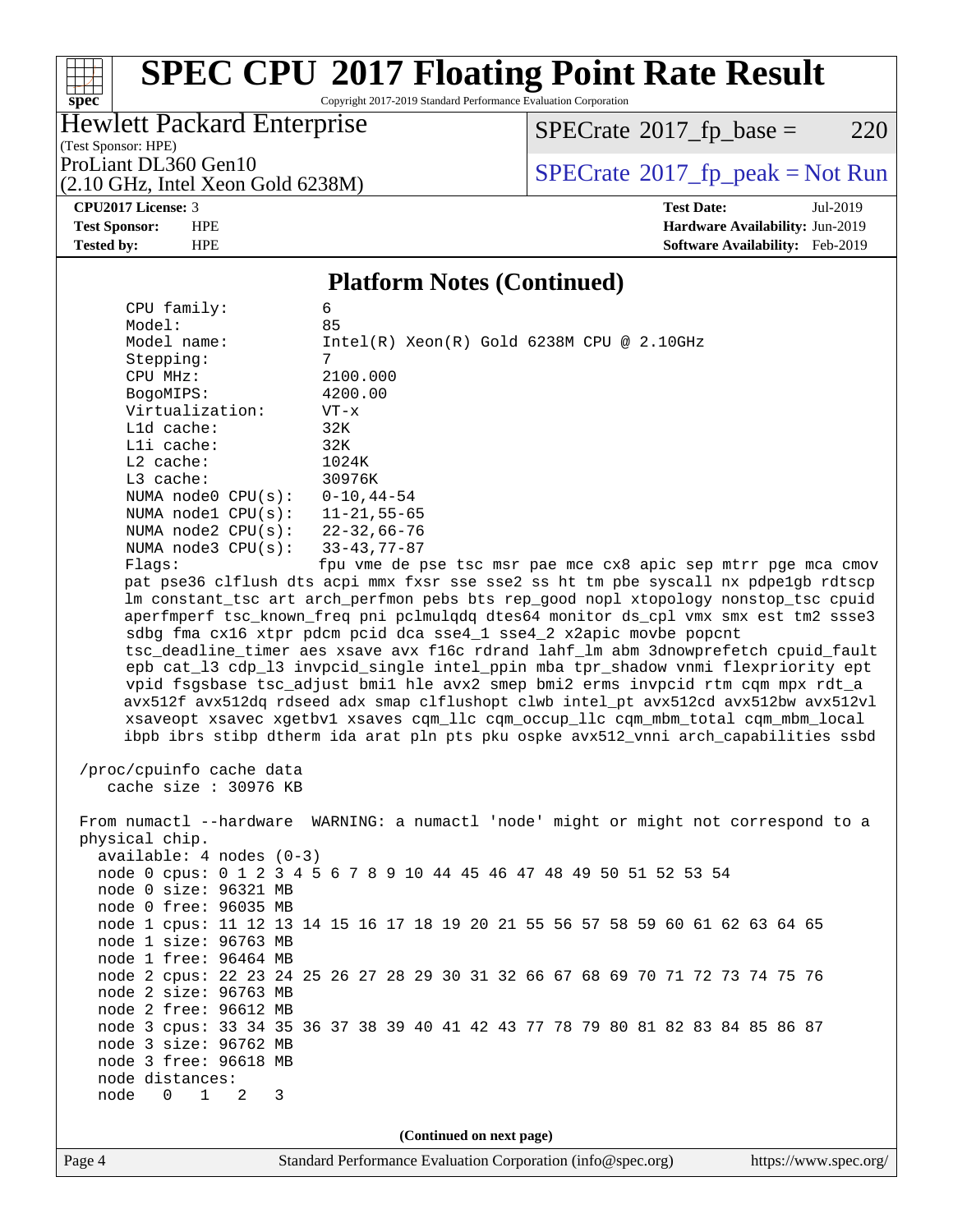## Platform Notes (Continued)

```
     CPU family:          6
     Model:               85
     Model name:          Intel(R) Xeon(R) Gold 6238M CPU @ 2.10GHz
     Stepping:            7
     CPU MHz:             2100.000
     BogoMIPS:            4200.00
     Virtualization:      VT-x
     L1d cache:           32K
     L1i cache:           32K
     L2 cache:            1024K
     L3 cache:            30976K
     NUMA node0 CPU(s):   0-10,44-54
     NUMA node1 CPU(s):   11-21,55-65
     NUMA node2 CPU(s):   22-32,66-76
     NUMA node3 CPU(s):   33-43,77-87
     Flags:               fpu vme de pse tsc msr pae mce cx8 apic sep mtrr pge mca cmov
     pat pse36 clflush dts acpi mmx fxsr sse sse2 ss ht tm pbe syscall nx pdpe1gb rdtscp
     lm constant_tsc art arch_perfmon pebs bts rep_good nopl xtopology nonstop_tsc cpuid
     aperfmperf tsc_known_freq pni pclmulqdq dtes64 monitor ds_cpl vmx smx est tm2 ssse3
     sdbg fma cx16 xtpr pdcm pcid dca sse4_1 sse4_2 x2apic movbe popcnt
     tsc_deadline_timer aes xsave avx f16c rdrand lahf_lm abm 3dnowprefetch cpuid_fault
     epb cat_l3 cdp_l3 invpcid_single intel_ppin mba tpr_shadow vnmi flexpriority ept
     vpid fsgsbase tsc_adjust bmi1 hle avx2 smep bmi2 erms invpcid rtm cqm mpx rdt_a
     avx512f avx512dq rdseed adx smap clflushopt clwb intel_pt avx512cd avx512bw avx512vl
     xsaveopt xsavec xgetbv1 xsaves cqm_llc cqm_occup_llc cqm_mbm_total cqm_mbm_local
     ibpb ibrs stibp dtherm ida arat pln pts pku ospke avx512_vnni arch_capabilities ssbd

 /proc/cpuinfo cache data
    cache size : 30976 KB

 From numactl --hardware  WARNING: a numactl 'node' might or might not correspond to a
 physical chip.
   available: 4 nodes (0-3)
   node 0 cpus: 0 1 2 3 4 5 6 7 8 9 10 44 45 46 47 48 49 50 51 52 53 54
   node 0 size: 96321 MB
   node 0 free: 96035 MB
   node 1 cpus: 11 12 13 14 15 16 17 18 19 20 21 55 56 57 58 59 60 61 62 63 64 65
   node 1 size: 96763 MB
   node 1 free: 96464 MB
   node 2 cpus: 22 23 24 25 26 27 28 29 30 31 32 66 67 68 69 70 71 72 73 74 75 76
   node 2 size: 96763 MB
   node 2 free: 96612 MB
   node 3 cpus: 33 34 35 36 37 38 39 40 41 42 43 77 78 79 80 81 82 83 84 85 86 87
   node 3 size: 96762 MB
   node 3 free: 96618 MB
   node distances:
   node   0   1   2   3
```

(Continued on next page)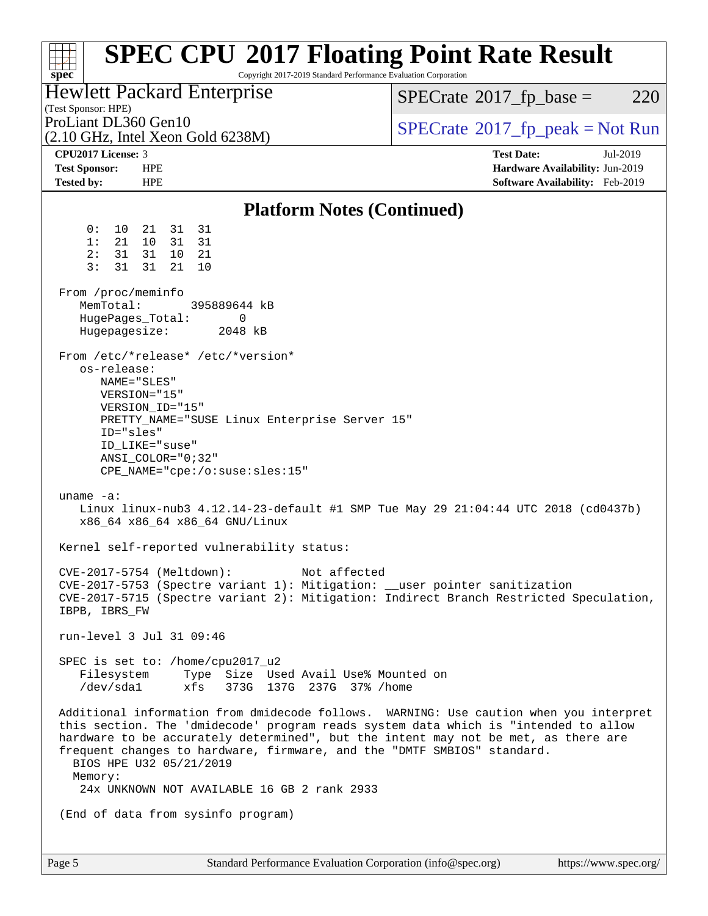# SPEC CPU 2017 Floating Point Rate Result

Copyright 2017-2019 Standard Performance Evaluation Corporation

**Hewlett Packard Enterprise**
(Test Sponsor: HPE)
ProLiant DL360 Gen10
(2.10 GHz, Intel Xeon Gold 6238M)

SPECrate 2017_fp_base = 220

SPECrate 2017_fp_peak = Not Run

| | | | |
|---|---|---|---|
| **CPU2017 License:** | 3 | **Test Date:** | Jul-2019 |
| **Test Sponsor:** | HPE | **Hardware Availability:** | Jun-2019 |
| **Tested by:** | HPE | **Software Availability:** | Feb-2019 |

## Platform Notes (Continued)

```
     0:  10  21  31  31
     1:  21  10  31  31
     2:  31  31  10  21
     3:  31  31  21  10

 From /proc/meminfo
    MemTotal:       395889644 kB
    HugePages_Total:       0
    Hugepagesize:       2048 kB

 From /etc/*release* /etc/*version*
    os-release:
       NAME="SLES"
       VERSION="15"
       VERSION_ID="15"
       PRETTY_NAME="SUSE Linux Enterprise Server 15"
       ID="sles"
       ID_LIKE="suse"
       ANSI_COLOR="0;32"
       CPE_NAME="cpe:/o:suse:sles:15"

 uname -a:
    Linux linux-nub3 4.12.14-23-default #1 SMP Tue May 29 21:04:44 UTC 2018 (cd0437b)
    x86_64 x86_64 x86_64 GNU/Linux

 Kernel self-reported vulnerability status:

 CVE-2017-5754 (Meltdown):          Not affected
 CVE-2017-5753 (Spectre variant 1): Mitigation: __user pointer sanitization
 CVE-2017-5715 (Spectre variant 2): Mitigation: Indirect Branch Restricted Speculation,
 IBPB, IBRS_FW

 run-level 3 Jul 31 09:46

 SPEC is set to: /home/cpu2017_u2
    Filesystem     Type  Size  Used Avail Use% Mounted on
    /dev/sda1      xfs   373G  137G  237G  37% /home

 Additional information from dmidecode follows.  WARNING: Use caution when you interpret
 this section. The 'dmidecode' program reads system data which is "intended to allow
 hardware to be accurately determined", but the intent may not be met, as there are
 frequent changes to hardware, firmware, and the "DMTF SMBIOS" standard.
   BIOS HPE U32 05/21/2019
   Memory:
    24x UNKNOWN NOT AVAILABLE 16 GB 2 rank 2933

 (End of data from sysinfo program)
```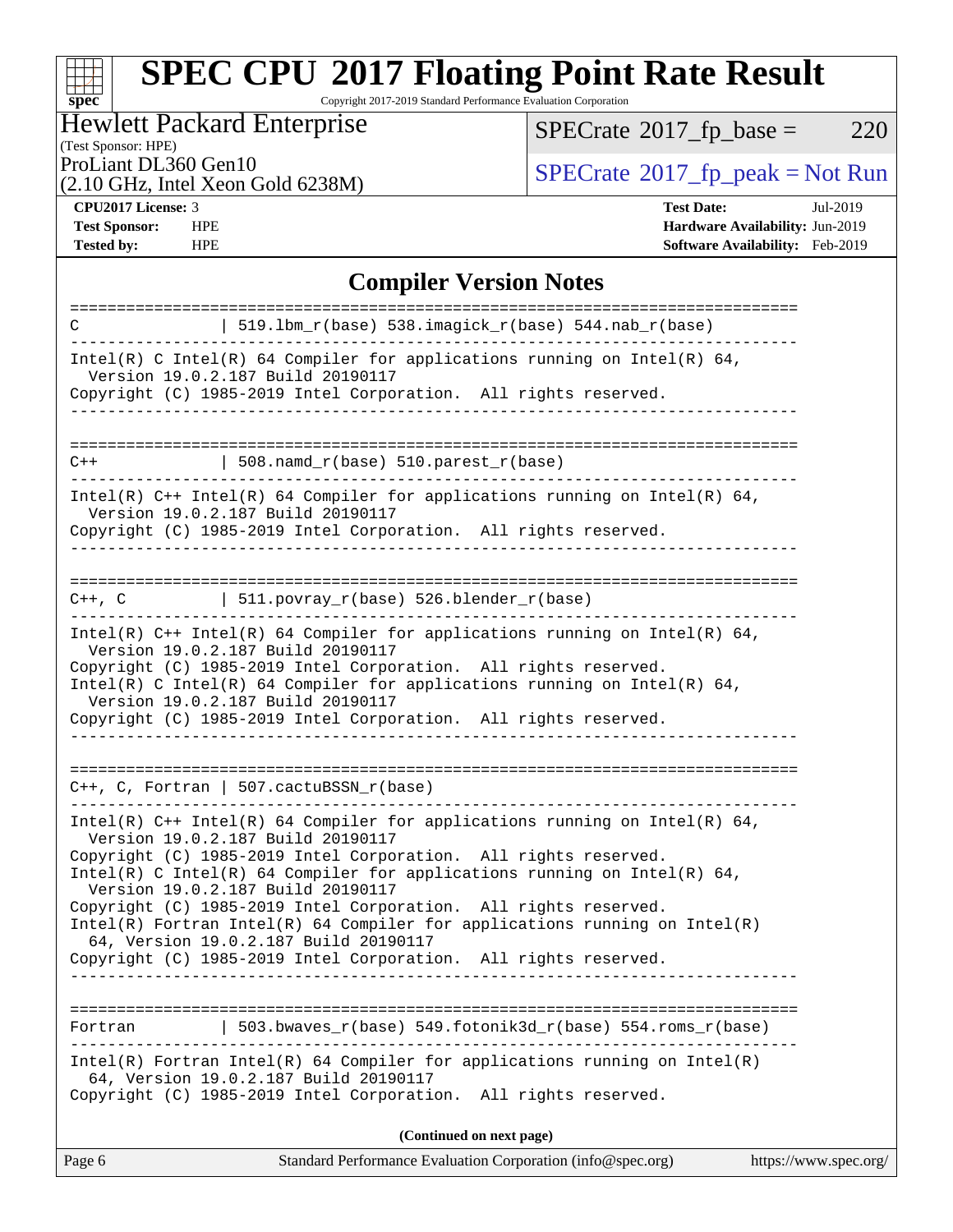## Compiler Version Notes

```
==============================================================================
C              | 519.lbm_r(base) 538.imagick_r(base) 544.nab_r(base)
------------------------------------------------------------------------------
Intel(R) C Intel(R) 64 Compiler for applications running on Intel(R) 64,
  Version 19.0.2.187 Build 20190117
Copyright (C) 1985-2019 Intel Corporation.  All rights reserved.
------------------------------------------------------------------------------

==============================================================================
C++            | 508.namd_r(base) 510.parest_r(base)
------------------------------------------------------------------------------
Intel(R) C++ Intel(R) 64 Compiler for applications running on Intel(R) 64,
  Version 19.0.2.187 Build 20190117
Copyright (C) 1985-2019 Intel Corporation.  All rights reserved.
------------------------------------------------------------------------------

==============================================================================
C++, C         | 511.povray_r(base) 526.blender_r(base)
------------------------------------------------------------------------------
Intel(R) C++ Intel(R) 64 Compiler for applications running on Intel(R) 64,
  Version 19.0.2.187 Build 20190117
Copyright (C) 1985-2019 Intel Corporation.  All rights reserved.
Intel(R) C Intel(R) 64 Compiler for applications running on Intel(R) 64,
  Version 19.0.2.187 Build 20190117
Copyright (C) 1985-2019 Intel Corporation.  All rights reserved.
------------------------------------------------------------------------------

==============================================================================
C++, C, Fortran | 507.cactuBSSN_r(base)
------------------------------------------------------------------------------
Intel(R) C++ Intel(R) 64 Compiler for applications running on Intel(R) 64,
  Version 19.0.2.187 Build 20190117
Copyright (C) 1985-2019 Intel Corporation.  All rights reserved.
Intel(R) C Intel(R) 64 Compiler for applications running on Intel(R) 64,
  Version 19.0.2.187 Build 20190117
Copyright (C) 1985-2019 Intel Corporation.  All rights reserved.
Intel(R) Fortran Intel(R) 64 Compiler for applications running on Intel(R)
  64, Version 19.0.2.187 Build 20190117
Copyright (C) 1985-2019 Intel Corporation.  All rights reserved.
------------------------------------------------------------------------------

==============================================================================
Fortran        | 503.bwaves_r(base) 549.fotonik3d_r(base) 554.roms_r(base)
------------------------------------------------------------------------------
Intel(R) Fortran Intel(R) 64 Compiler for applications running on Intel(R)
  64, Version 19.0.2.187 Build 20190117
Copyright (C) 1985-2019 Intel Corporation.  All rights reserved.
```

**(Continued on next page)**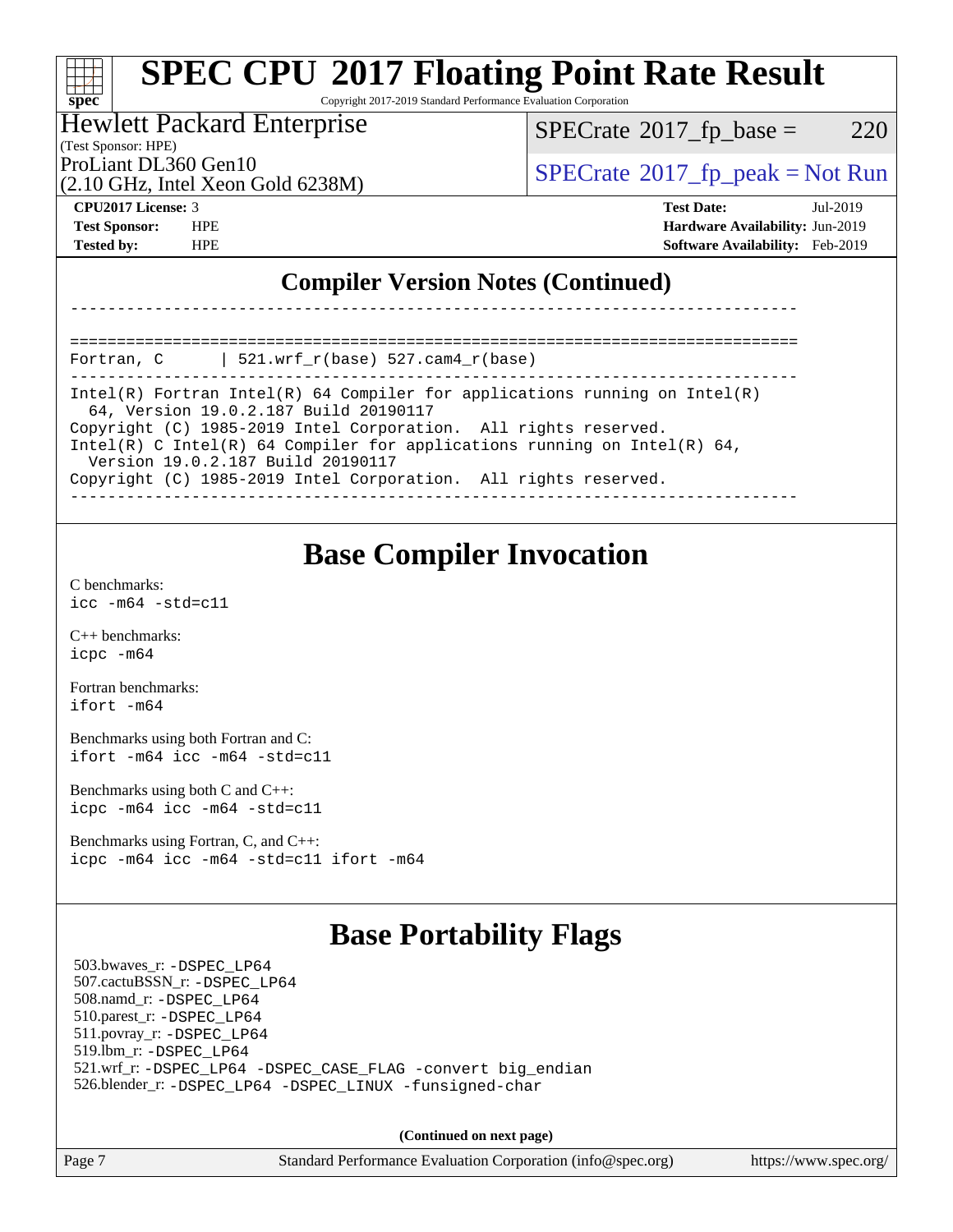## Compiler Version Notes (Continued)

```
------------------------------------------------------------------------------

==============================================================================
Fortran, C      | 521.wrf_r(base) 527.cam4_r(base)
------------------------------------------------------------------------------
Intel(R) Fortran Intel(R) 64 Compiler for applications running on Intel(R)
  64, Version 19.0.2.187 Build 20190117
Copyright (C) 1985-2019 Intel Corporation.  All rights reserved.
Intel(R) C Intel(R) 64 Compiler for applications running on Intel(R) 64,
  Version 19.0.2.187 Build 20190117
Copyright (C) 1985-2019 Intel Corporation.  All rights reserved.
------------------------------------------------------------------------------
```

## Base Compiler Invocation

C benchmarks:
`icc -m64 -std=c11`

C++ benchmarks:
`icpc -m64`

Fortran benchmarks:
`ifort -m64`

Benchmarks using both Fortran and C:
`ifort -m64 icc -m64 -std=c11`

Benchmarks using both C and C++:
`icpc -m64 icc -m64 -std=c11`

Benchmarks using Fortran, C, and C++:
`icpc -m64 icc -m64 -std=c11 ifort -m64`

## Base Portability Flags

503.bwaves_r: `-DSPEC_LP64`
507.cactuBSSN_r: `-DSPEC_LP64`
508.namd_r: `-DSPEC_LP64`
510.parest_r: `-DSPEC_LP64`
511.povray_r: `-DSPEC_LP64`
519.lbm_r: `-DSPEC_LP64`
521.wrf_r: `-DSPEC_LP64 -DSPEC_CASE_FLAG -convert big_endian`
526.blender_r: `-DSPEC_LP64 -DSPEC_LINUX -funsigned-char`

**(Continued on next page)**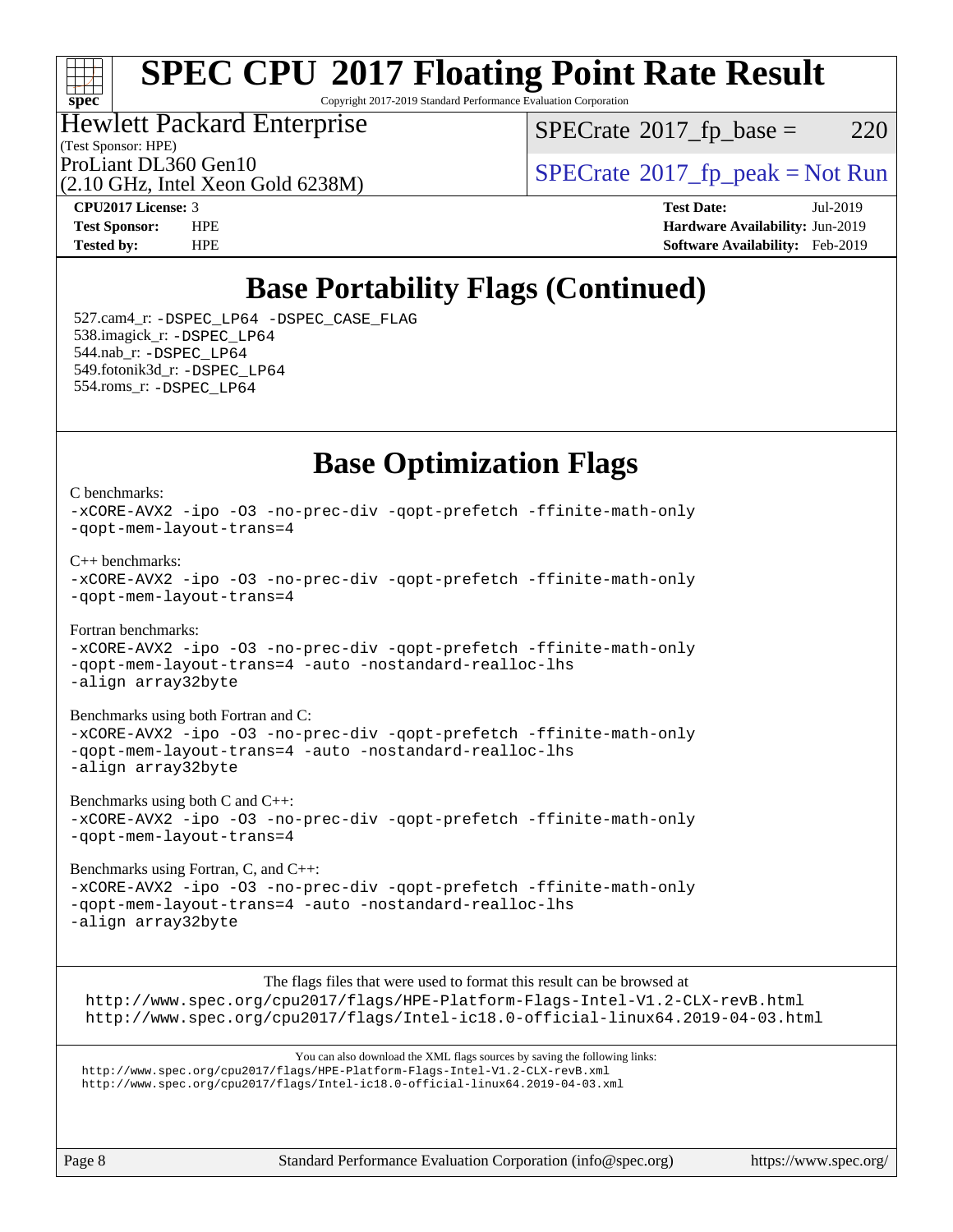# SPEC CPU 2017 Floating Point Rate Result

Copyright 2017-2019 Standard Performance Evaluation Corporation

Hewlett Packard Enterprise
(Test Sponsor: HPE)
ProLiant DL360 Gen10
(2.10 GHz, Intel Xeon Gold 6238M)

SPECrate 2017_fp_base = 220

SPECrate 2017_fp_peak = Not Run

**CPU2017 License:** 3
**Test Sponsor:** HPE
**Tested by:** HPE

**Test Date:** Jul-2019
**Hardware Availability:** Jun-2019
**Software Availability:** Feb-2019

## Base Portability Flags (Continued)

527.cam4_r: -DSPEC_LP64 -DSPEC_CASE_FLAG
538.imagick_r: -DSPEC_LP64
544.nab_r: -DSPEC_LP64
549.fotonik3d_r: -DSPEC_LP64
554.roms_r: -DSPEC_LP64

## Base Optimization Flags

C benchmarks:
-xCORE-AVX2 -ipo -O3 -no-prec-div -qopt-prefetch -ffinite-math-only
-qopt-mem-layout-trans=4

C++ benchmarks:
-xCORE-AVX2 -ipo -O3 -no-prec-div -qopt-prefetch -ffinite-math-only
-qopt-mem-layout-trans=4

Fortran benchmarks:
-xCORE-AVX2 -ipo -O3 -no-prec-div -qopt-prefetch -ffinite-math-only
-qopt-mem-layout-trans=4 -auto -nostandard-realloc-lhs
-align array32byte

Benchmarks using both Fortran and C:
-xCORE-AVX2 -ipo -O3 -no-prec-div -qopt-prefetch -ffinite-math-only
-qopt-mem-layout-trans=4 -auto -nostandard-realloc-lhs
-align array32byte

Benchmarks using both C and C++:
-xCORE-AVX2 -ipo -O3 -no-prec-div -qopt-prefetch -ffinite-math-only
-qopt-mem-layout-trans=4

Benchmarks using Fortran, C, and C++:
-xCORE-AVX2 -ipo -O3 -no-prec-div -qopt-prefetch -ffinite-math-only
-qopt-mem-layout-trans=4 -auto -nostandard-realloc-lhs
-align array32byte

The flags files that were used to format this result can be browsed at
http://www.spec.org/cpu2017/flags/HPE-Platform-Flags-Intel-V1.2-CLX-revB.html
http://www.spec.org/cpu2017/flags/Intel-ic18.0-official-linux64.2019-04-03.html

You can also download the XML flags sources by saving the following links:
http://www.spec.org/cpu2017/flags/HPE-Platform-Flags-Intel-V1.2-CLX-revB.xml
http://www.spec.org/cpu2017/flags/Intel-ic18.0-official-linux64.2019-04-03.xml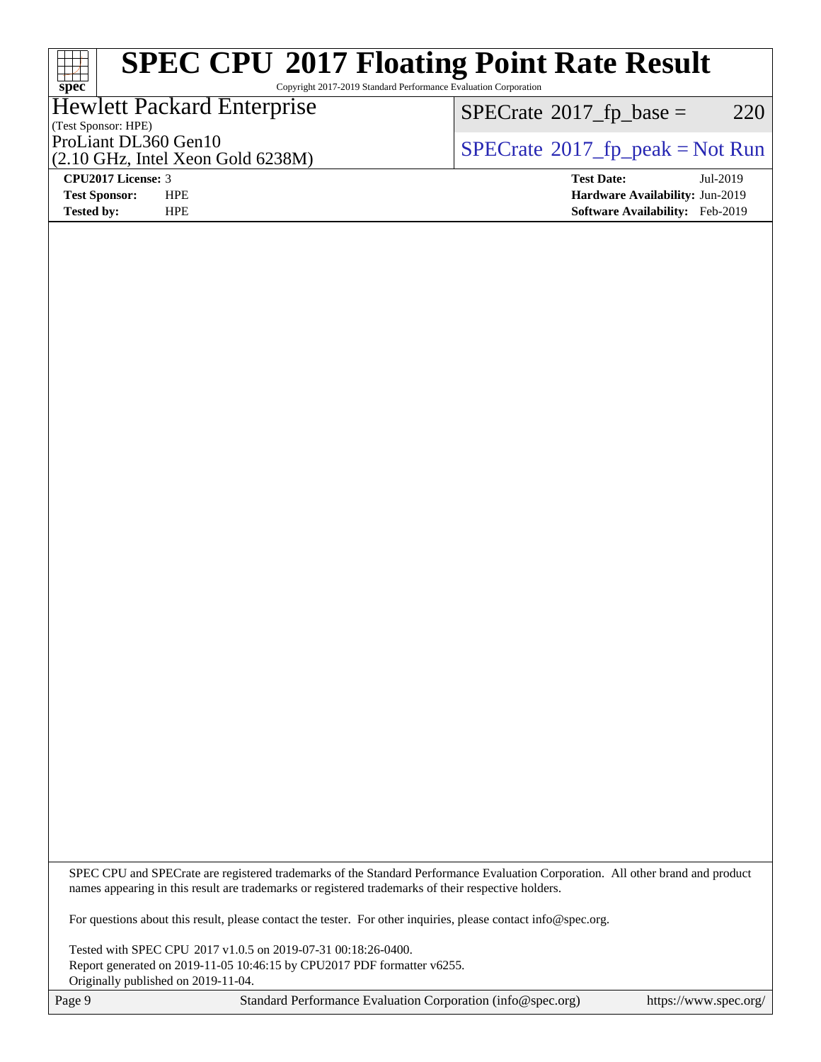SPEC CPU and SPECrate are registered trademarks of the Standard Performance Evaluation Corporation. All other brand and product names appearing in this result are trademarks or registered trademarks of their respective holders.

For questions about this result, please contact the tester. For other inquiries, please contact info@spec.org.

Tested with SPEC CPU 2017 v1.0.5 on 2019-07-31 00:18:26-0400.
Report generated on 2019-11-05 10:46:15 by CPU2017 PDF formatter v6255.
Originally published on 2019-11-04.